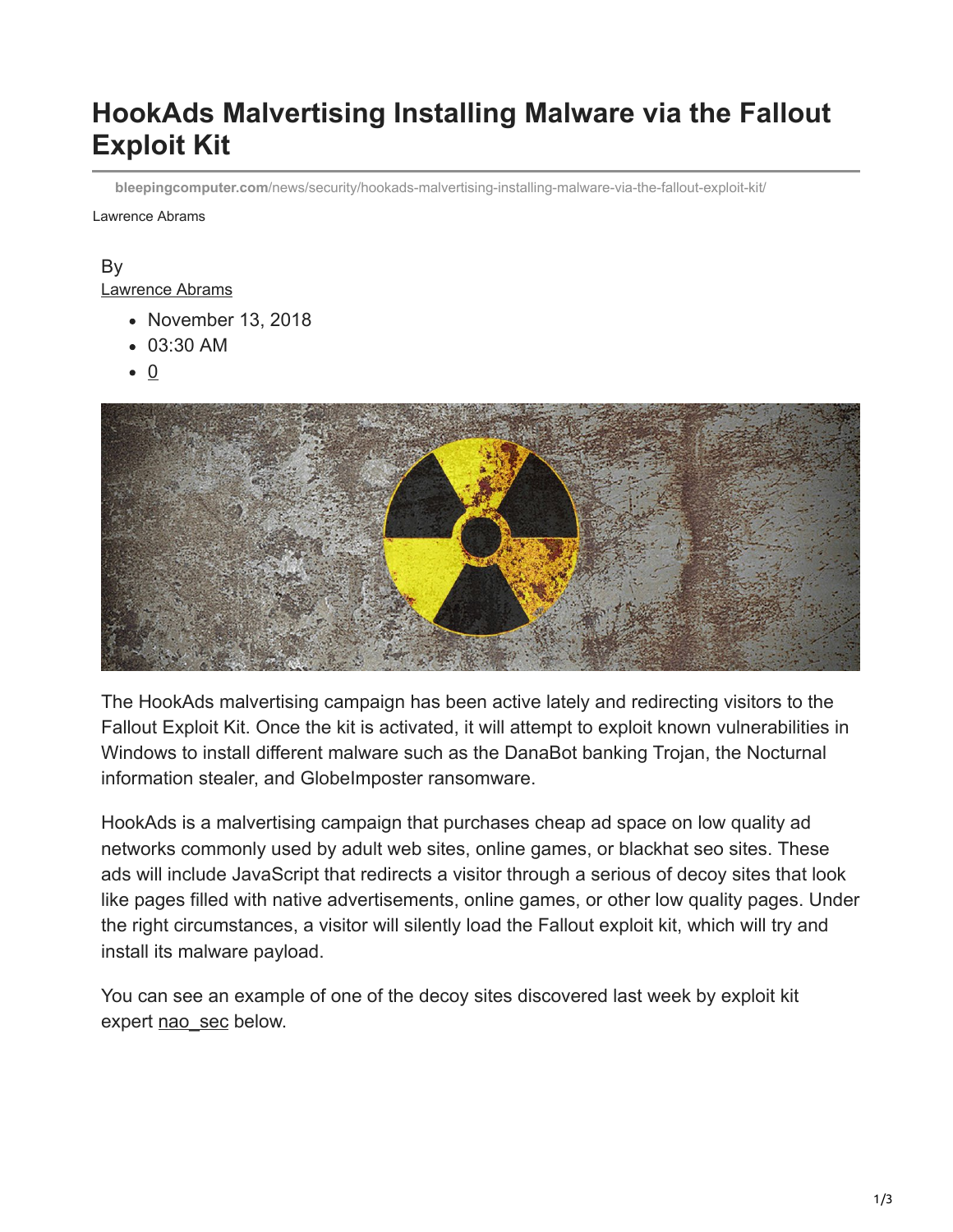# HookAds Malvertising Installing Malware via the Fallout Exploit Kit

bleepingcomputer.com/news/security/hookads-malvertising-installing-malware-via-the-fallout-exploit-kit/

Lawrence Abrams

By
Lawrence Abrams

- November 13, 2018
- 03:30 AM
- 0

The HookAds malvertising campaign has been active lately and redirecting visitors to the Fallout Exploit Kit. Once the kit is activated, it will attempt to exploit known vulnerabilities in Windows to install different malware such as the DanaBot banking Trojan, the Nocturnal information stealer, and GlobeImposter ransomware.

HookAds is a malvertising campaign that purchases cheap ad space on low quality ad networks commonly used by adult web sites, online games, or blackhat seo sites. These ads will include JavaScript that redirects a visitor through a serious of decoy sites that look like pages filled with native advertisements, online games, or other low quality pages. Under the right circumstances, a visitor will silently load the Fallout exploit kit, which will try and install its malware payload.

You can see an example of one of the decoy sites discovered last week by exploit kit expert nao_sec below.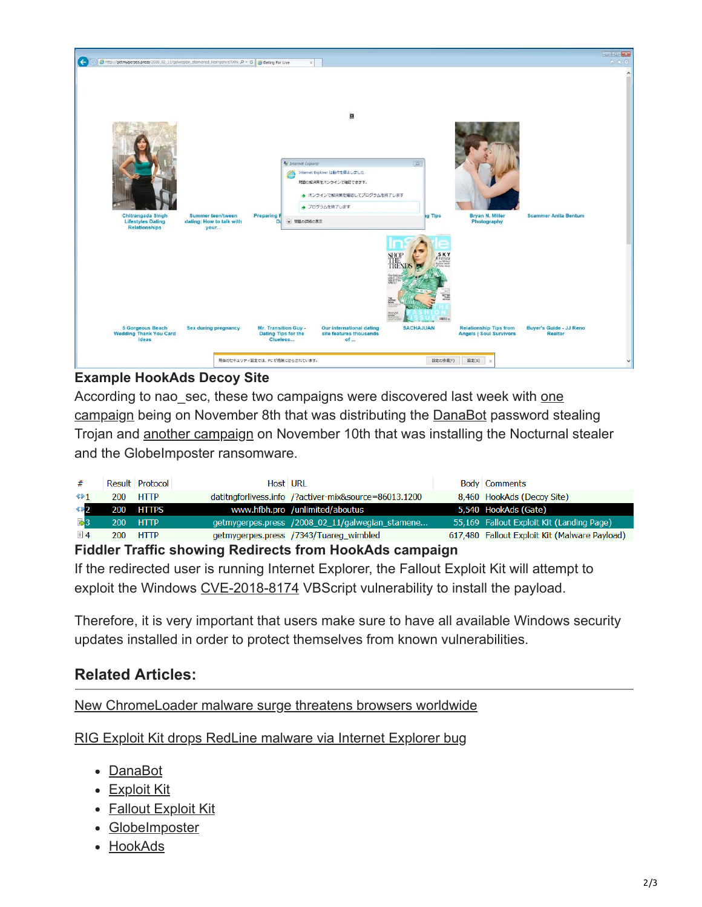**Example HookAds Decoy Site**

According to nao_sec, these two campaigns were discovered last week with one campaign being on November 8th that was distributing the DanaBot password stealing Trojan and another campaign on November 10th that was installing the Nocturnal stealer and the GlobeImposter ransomware.

| # | Result | Protocol | Host | URL | Body | Comments |
|---|---|---|---|---|---|---|
| 1 | 200 | HTTP | datitngforlivess.info | /?activer-mix&source=86013.1200 | 8,460 | HookAds (Decoy Site) |
| 2 | 200 | HTTPS | www.hfbh.pro | /unlimited/aboutus | 5,540 | HookAds (Gate) |
| 3 | 200 | HTTP | getmygerpes.press | /2008_02_11/galweglan_stamene... | 55,169 | Fallout Exploit Kit (Landing Page) |
| 4 | 200 | HTTP | getmygerpes.press | /7343/Tuareg_wimbled | 617,480 | Fallout Exploit Kit (Malware Payload) |

**Fiddler Traffic showing Redirects from HookAds campaign**

If the redirected user is running Internet Explorer, the Fallout Exploit Kit will attempt to exploit the Windows CVE-2018-8174 VBScript vulnerability to install the payload.

Therefore, it is very important that users make sure to have all available Windows security updates installed in order to protect themselves from known vulnerabilities.

## Related Articles:

New ChromeLoader malware surge threatens browsers worldwide

RIG Exploit Kit drops RedLine malware via Internet Explorer bug

- DanaBot
- Exploit Kit
- Fallout Exploit Kit
- GlobeImposter
- HookAds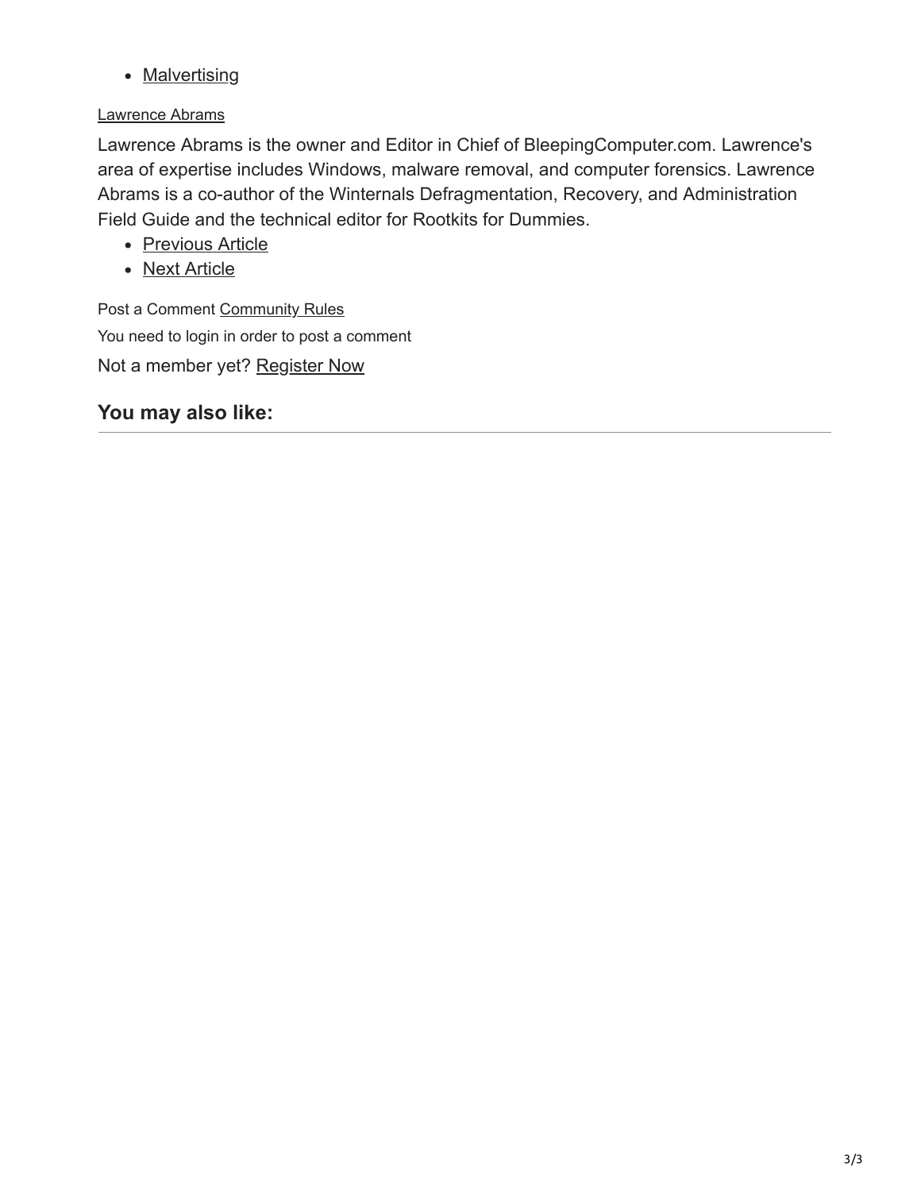- Malvertising

Lawrence Abrams

Lawrence Abrams is the owner and Editor in Chief of BleepingComputer.com. Lawrence's area of expertise includes Windows, malware removal, and computer forensics. Lawrence Abrams is a co-author of the Winternals Defragmentation, Recovery, and Administration Field Guide and the technical editor for Rootkits for Dummies.

- Previous Article
- Next Article

Post a Comment Community Rules

You need to login in order to post a comment

Not a member yet? Register Now

## You may also like: